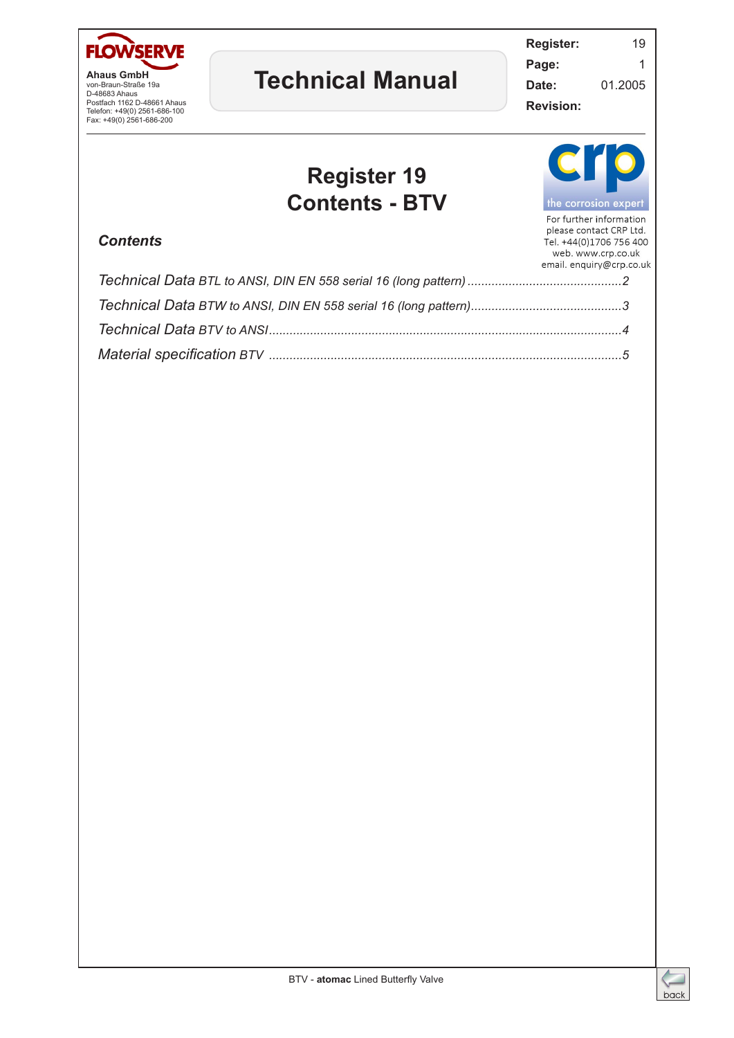**FLOWSERVE**

**Ahaus GmbH**
von-Braun-Straße 19a
D-48683 Ahaus
Postfach 1162 D-48661 Ahaus
Telefon: +49(0) 2561-686-100
Fax: +49(0) 2561-686-200

# Technical Manual

| | |
|---|---|
| **Register:** | 19 |
| **Page:** | 1 |
| **Date:** | 01.2005 |
| **Revision:** | |

crp
the corrosion expert

For further information
please contact CRP Ltd.
Tel. +44(0)1706 756 400
web. www.crp.co.uk
email. enquiry@crp.co.uk

# Register 19
# Contents - BTV

## *Contents*

*Technical Data BTL to ANSI, DIN EN 558 serial 16 (long pattern)* ............................................2

*Technical Data BTW to ANSI, DIN EN 558 serial 16 (long pattern)*............................................3

*Technical Data BTV to ANSI*......................................................................................................4

*Material specification BTV* ......................................................................................................5

BTV - **atomac** Lined Butterfly Valve

back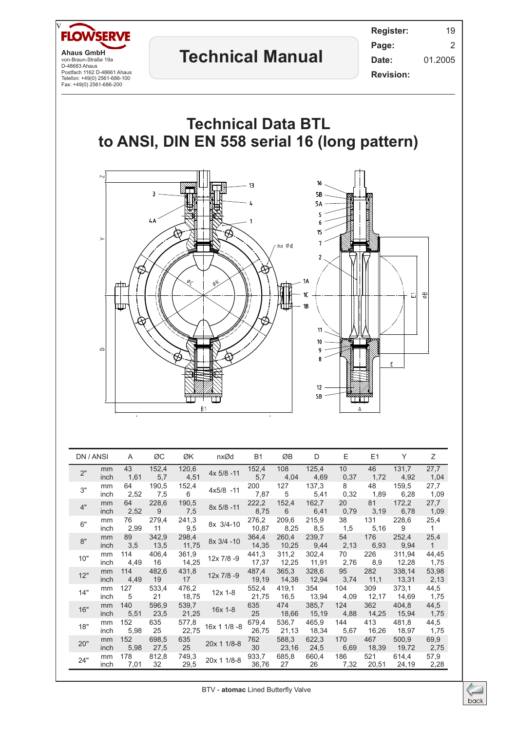# Technical Data BTL to ANSI, DIN EN 558 serial 16 (long pattern)

| DN / ANSI | | A | ØC | ØK | nxØd | B1 | ØB | D | E | E1 | Y | Z |
|---|---|---|---|---|---|---|---|---|---|---|---|---|
| 2" | mm | 43 | 152,4 | 120,6 | 4x 5/8 -11 | 152,4 | 108 | 125,4 | 10 | 46 | 131,7 | 27,7 |
| | inch | 1,61 | 5,7 | 4,51 | | 5,7 | 4,04 | 4,69 | 0,37 | 1,72 | 4,92 | 1,04 |
| 3" | mm | 64 | 190,5 | 152,4 | 4x5/8 -11 | 200 | 127 | 137,3 | 8 | 48 | 159,5 | 27,7 |
| | inch | 2,52 | 7,5 | 6 | | 7,87 | 5 | 5,41 | 0,32 | 1,89 | 6,28 | 1,09 |
| 4" | mm | 64 | 228,6 | 190,5 | 8x 5/8 -11 | 222,2 | 152,4 | 162,7 | 20 | 81 | 172,2 | 27,7 |
| | inch | 2,52 | 9 | 7,5 | | 8,75 | 6 | 6,41 | 0,79 | 3,19 | 6,78 | 1,09 |
| 6" | mm | 76 | 279,4 | 241,3 | 8x 3/4-10 | 276,2 | 209,6 | 215,9 | 38 | 131 | 228,6 | 25,4 |
| | inch | 2,99 | 11 | 9,5 | | 10,87 | 8,25 | 8,5 | 1,5 | 5,16 | 9 | 1 |
| 8" | mm | 89 | 342,9 | 298,4 | 8x 3/4 -10 | 364,4 | 260,4 | 239,7 | 54 | 176 | 252,4 | 25,4 |
| | inch | 3,5 | 13,5 | 11,75 | | 14,35 | 10,25 | 9,44 | 2,13 | 6,93 | 9,94 | 1 |
| 10" | mm | 114 | 406,4 | 361,9 | 12x 7/8 -9 | 441,3 | 311,2 | 302,4 | 70 | 226 | 311,94 | 44,45 |
| | inch | 4,49 | 16 | 14,25 | | 17,37 | 12,25 | 11,91 | 2,76 | 8,9 | 12,28 | 1,75 |
| 12" | mm | 114 | 482,6 | 431,8 | 12x 7/8 -9 | 487,4 | 365,3 | 328,6 | 95 | 282 | 338,14 | 53,98 |
| | inch | 4,49 | 19 | 17 | | 19,19 | 14,38 | 12,94 | 3,74 | 11,1 | 13,31 | 2,13 |
| 14" | mm | 127 | 533,4 | 476,2 | 12x 1-8 | 552,4 | 419,1 | 354 | 104 | 309 | 373,1 | 44,5 |
| | inch | 5 | 21 | 18,75 | | 21,75 | 16,5 | 13,94 | 4,09 | 12,17 | 14,69 | 1,75 |
| 16" | mm | 140 | 596,9 | 539,7 | 16x 1-8 | 635 | 474 | 385,7 | 124 | 362 | 404,8 | 44,5 |
| | inch | 5,51 | 23,5 | 21,25 | | 25 | 18,66 | 15,19 | 4,88 | 14,25 | 15,94 | 1,75 |
| 18" | mm | 152 | 635 | 577,8 | 16x 1 1/8 -8 | 679,4 | 536,7 | 465,9 | 144 | 413 | 481,8 | 44,5 |
| | inch | 5,98 | 25 | 22,75 | | 26,75 | 21,13 | 18,34 | 5,67 | 16,26 | 18,97 | 1,75 |
| 20" | mm | 152 | 698,5 | 635 | 20x 1 1/8-8 | 762 | 588,3 | 622,3 | 170 | 467 | 500,9 | 69,9 |
| | inch | 5,98 | 27,5 | 25 | | 30 | 23,16 | 24,5 | 6,69 | 18,39 | 19,72 | 2,75 |
| 24" | mm | 178 | 812,8 | 749,3 | 20x 1 1/8-8 | 933,7 | 685,8 | 660,4 | 186 | 521 | 614,4 | 57,9 |
| | inch | 7,01 | 32 | 29,5 | | 36,76 | 27 | 26 | 7,32 | 20,51 | 24,19 | 2,28 |

BTV - **atomac** Lined Butterfly Valve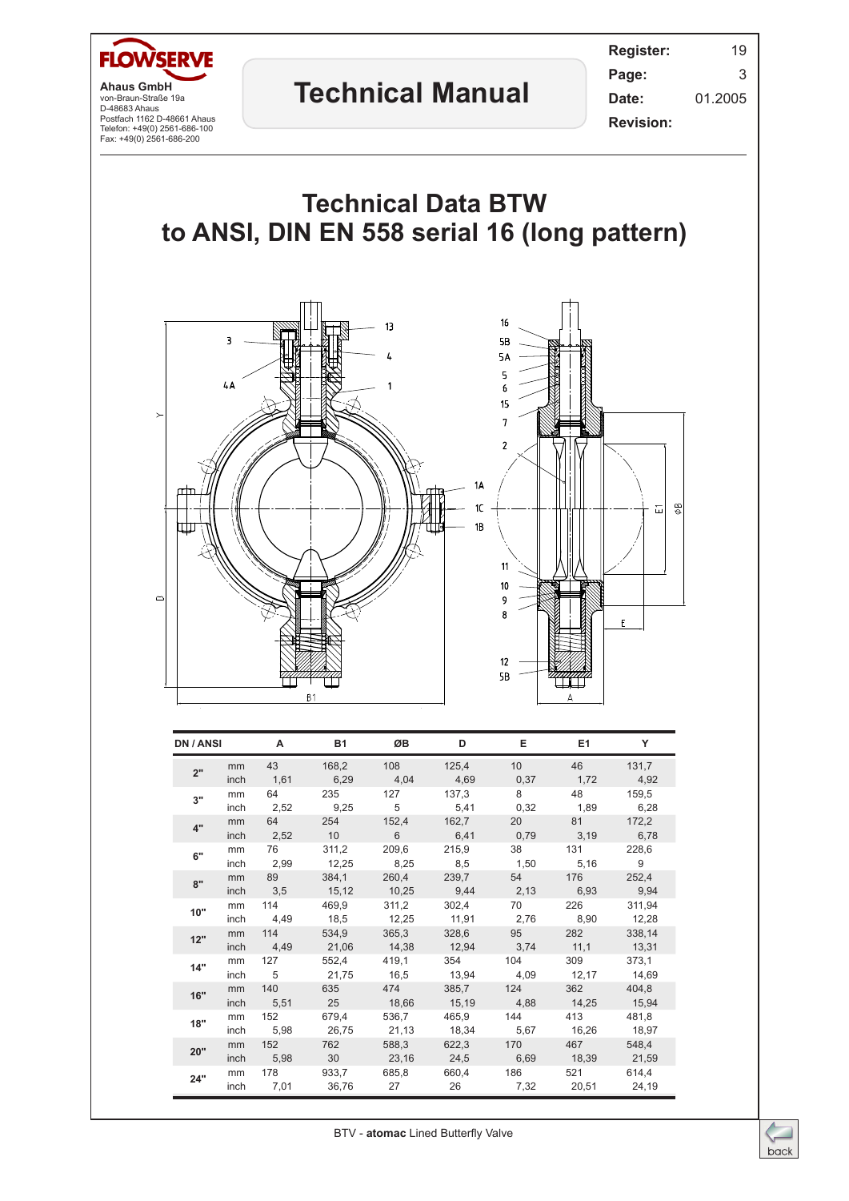# Technical Data BTW to ANSI, DIN EN 558 serial 16 (long pattern)

| DN / ANSI | | A | B1 | ØB | D | E | E1 | Y |
|---|---|---|---|---|---|---|---|---|
| 2" | mm | 43 | 168,2 | 108 | 125,4 | 10 | 46 | 131,7 |
| | inch | 1,61 | 6,29 | 4,04 | 4,69 | 0,37 | 1,72 | 4,92 |
| 3" | mm | 64 | 235 | 127 | 137,3 | 8 | 48 | 159,5 |
| | inch | 2,52 | 9,25 | 5 | 5,41 | 0,32 | 1,89 | 6,28 |
| 4" | mm | 64 | 254 | 152,4 | 162,7 | 20 | 81 | 172,2 |
| | inch | 2,52 | 10 | 6 | 6,41 | 0,79 | 3,19 | 6,78 |
| 6" | mm | 76 | 311,2 | 209,6 | 215,9 | 38 | 131 | 228,6 |
| | inch | 2,99 | 12,25 | 8,25 | 8,5 | 1,50 | 5,16 | 9 |
| 8" | mm | 89 | 384,1 | 260,4 | 239,7 | 54 | 176 | 252,4 |
| | inch | 3,5 | 15,12 | 10,25 | 9,44 | 2,13 | 6,93 | 9,94 |
| 10" | mm | 114 | 469,9 | 311,2 | 302,4 | 70 | 226 | 311,94 |
| | inch | 4,49 | 18,5 | 12,25 | 11,91 | 2,76 | 8,90 | 12,28 |
| 12" | mm | 114 | 534,9 | 365,3 | 328,6 | 95 | 282 | 338,14 |
| | inch | 4,49 | 21,06 | 14,38 | 12,94 | 3,74 | 11,1 | 13,31 |
| 14" | mm | 127 | 552,4 | 419,1 | 354 | 104 | 309 | 373,1 |
| | inch | 5 | 21,75 | 16,5 | 13,94 | 4,09 | 12,17 | 14,69 |
| 16" | mm | 140 | 635 | 474 | 385,7 | 124 | 362 | 404,8 |
| | inch | 5,51 | 25 | 18,66 | 15,19 | 4,88 | 14,25 | 15,94 |
| 18" | mm | 152 | 679,4 | 536,7 | 465,9 | 144 | 413 | 481,8 |
| | inch | 5,98 | 26,75 | 21,13 | 18,34 | 5,67 | 16,26 | 18,97 |
| 20" | mm | 152 | 762 | 588,3 | 622,3 | 170 | 467 | 548,4 |
| | inch | 5,98 | 30 | 23,16 | 24,5 | 6,69 | 18,39 | 21,59 |
| 24" | mm | 178 | 933,7 | 685,8 | 660,4 | 186 | 521 | 614,4 |
| | inch | 7,01 | 36,76 | 27 | 26 | 7,32 | 20,51 | 24,19 |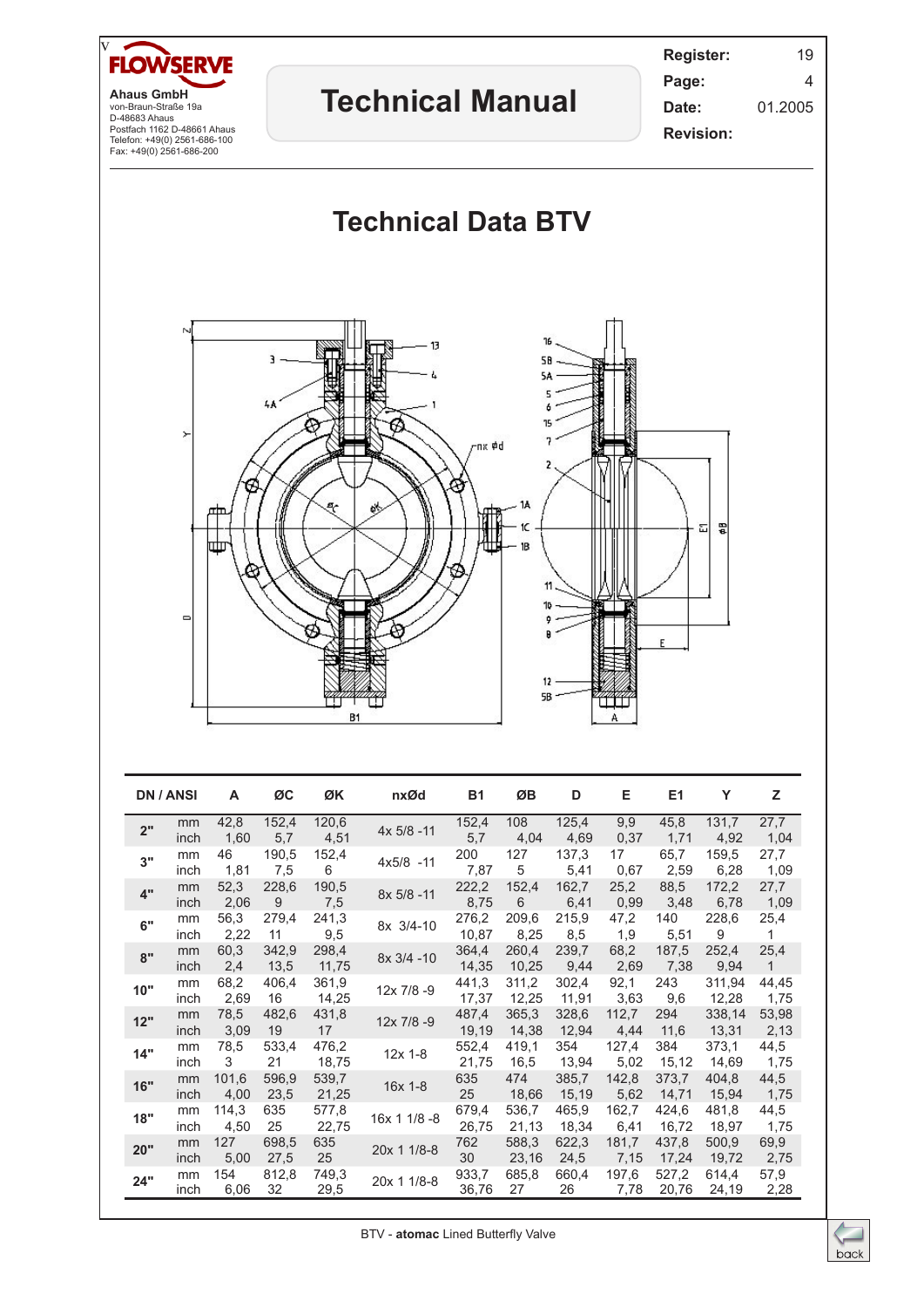# Technical Data BTV

| DN / ANSI | | A | ØC | ØK | nxØd | B1 | ØB | D | E | E1 | Y | Z |
|---|---|---|---|---|---|---|---|---|---|---|---|---|
| 2" | mm | 42,8 | 152,4 | 120,6 | 4x 5/8 -11 | 152,4 | 108 | 125,4 | 9,9 | 45,8 | 131,7 | 27,7 |
| | inch | 1,60 | 5,7 | 4,51 | | 5,7 | 4,04 | 4,69 | 0,37 | 1,71 | 4,92 | 1,04 |
| 3" | mm | 46 | 190,5 | 152,4 | 4x5/8 -11 | 200 | 127 | 137,3 | 17 | 65,7 | 159,5 | 27,7 |
| | inch | 1,81 | 7,5 | 6 | | 7,87 | 5 | 5,41 | 0,67 | 2,59 | 6,28 | 1,09 |
| 4" | mm | 52,3 | 228,6 | 190,5 | 8x 5/8 -11 | 222,2 | 152,4 | 162,7 | 25,2 | 88,5 | 172,2 | 27,7 |
| | inch | 2,06 | 9 | 7,5 | | 8,75 | 6 | 6,41 | 0,99 | 3,48 | 6,78 | 1,09 |
| 6" | mm | 56,3 | 279,4 | 241,3 | 8x 3/4-10 | 276,2 | 209,6 | 215,9 | 47,2 | 140 | 228,6 | 25,4 |
| | inch | 2,22 | 11 | 9,5 | | 10,87 | 8,25 | 8,5 | 1,9 | 5,51 | 9 | 1 |
| 8" | mm | 60,3 | 342,9 | 298,4 | 8x 3/4 -10 | 364,4 | 260,4 | 239,7 | 68,2 | 187,5 | 252,4 | 25,4 |
| | inch | 2,4 | 13,5 | 11,75 | | 14,35 | 10,25 | 9,44 | 2,69 | 7,38 | 9,94 | 1 |
| 10" | mm | 68,2 | 406,4 | 361,9 | 12x 7/8 -9 | 441,3 | 311,2 | 302,4 | 92,1 | 243 | 311,94 | 44,45 |
| | inch | 2,69 | 16 | 14,25 | | 17,37 | 12,25 | 11,91 | 3,63 | 9,6 | 12,28 | 1,75 |
| 12" | mm | 78,5 | 482,6 | 431,8 | 12x 7/8 -9 | 487,4 | 365,3 | 328,6 | 112,7 | 294 | 338,14 | 53,98 |
| | inch | 3,09 | 19 | 17 | | 19,19 | 14,38 | 12,94 | 4,44 | 11,6 | 13,31 | 2,13 |
| 14" | mm | 78,5 | 533,4 | 476,2 | 12x 1-8 | 552,4 | 419,1 | 354 | 127,4 | 384 | 373,1 | 44,5 |
| | inch | 3 | 21 | 18,75 | | 21,75 | 16,5 | 13,94 | 5,02 | 15,12 | 14,69 | 1,75 |
| 16" | mm | 101,6 | 596,9 | 539,7 | 16x 1-8 | 635 | 474 | 385,7 | 142,8 | 373,7 | 404,8 | 44,5 |
| | inch | 4,00 | 23,5 | 21,25 | | 25 | 18,66 | 15,19 | 5,62 | 14,71 | 15,94 | 1,75 |
| 18" | mm | 114,3 | 635 | 577,8 | 16x 1 1/8 -8 | 679,4 | 536,7 | 465,9 | 162,7 | 424,6 | 481,8 | 44,5 |
| | inch | 4,50 | 25 | 22,75 | | 26,75 | 21,13 | 18,34 | 6,41 | 16,72 | 18,97 | 1,75 |
| 20" | mm | 127 | 698,5 | 635 | 20x 1 1/8-8 | 762 | 588,3 | 622,3 | 181,7 | 437,8 | 500,9 | 69,9 |
| | inch | 5,00 | 27,5 | 25 | | 30 | 23,16 | 24,5 | 7,15 | 17,24 | 19,72 | 2,75 |
| 24" | mm | 154 | 812,8 | 749,3 | 20x 1 1/8-8 | 933,7 | 685,8 | 660,4 | 197,6 | 527,2 | 614,4 | 57,9 |
| | inch | 6,06 | 32 | 29,5 | | 36,76 | 27 | 26 | 7,78 | 20,76 | 24,19 | 2,28 |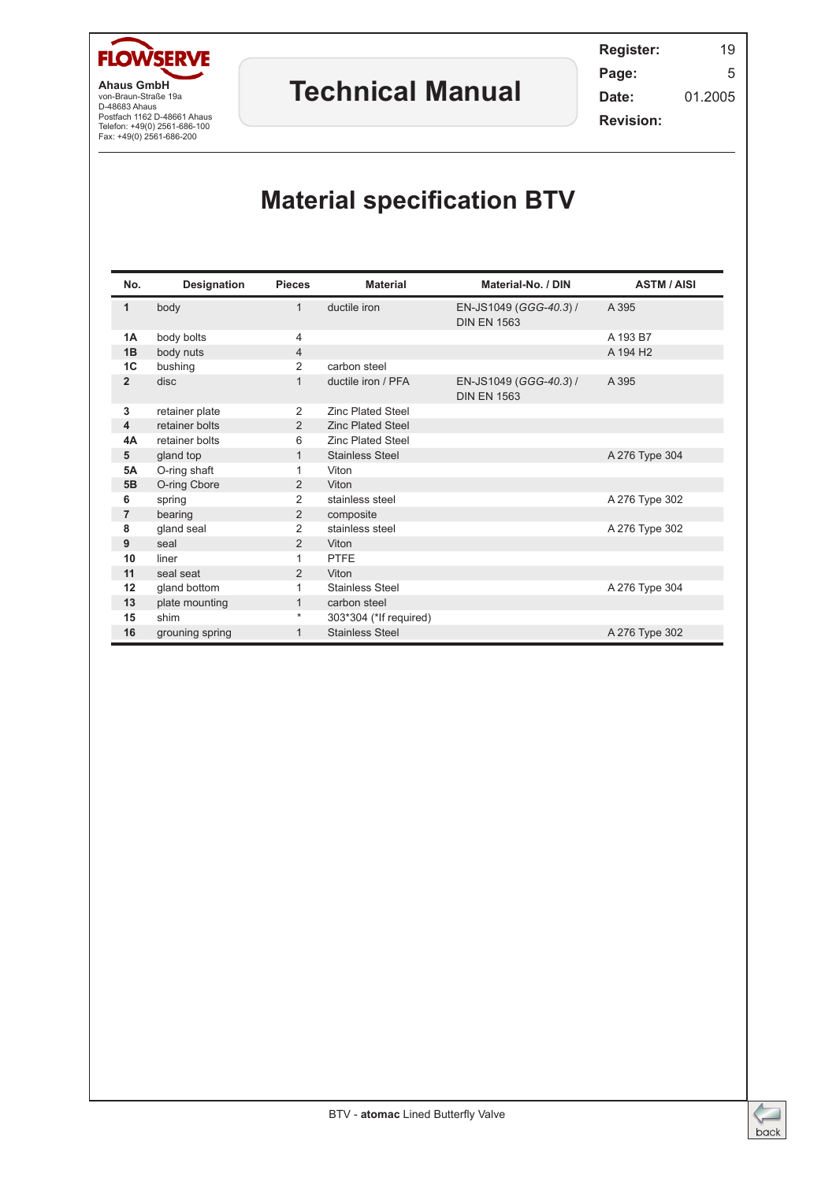# Material specification BTV

| No. | Designation | Pieces | Material | Material-No. / DIN | ASTM / AISI |
|---|---|---|---|---|---|
| **1** | body | 1 | ductile iron | EN-JS1049 (*GGG-40.3*) / DIN EN 1563 | A 395 |
| **1A** | body bolts | 4 | | | A 193 B7 |
| **1B** | body nuts | 4 | | | A 194 H2 |
| **1C** | bushing | 2 | carbon steel | | |
| **2** | disc | 1 | ductile iron / PFA | EN-JS1049 (*GGG-40.3*) / DIN EN 1563 | A 395 |
| **3** | retainer plate | 2 | Zinc Plated Steel | | |
| **4** | retainer bolts | 2 | Zinc Plated Steel | | |
| **4A** | retainer bolts | 6 | Zinc Plated Steel | | |
| **5** | gland top | 1 | Stainless Steel | | A 276 Type 304 |
| **5A** | O-ring shaft | 1 | Viton | | |
| **5B** | O-ring Cbore | 2 | Viton | | |
| **6** | spring | 2 | stainless steel | | A 276 Type 302 |
| **7** | bearing | 2 | composite | | |
| **8** | gland seal | 2 | stainless steel | | A 276 Type 302 |
| **9** | seal | 2 | Viton | | |
| **10** | liner | 1 | PTFE | | |
| **11** | seal seat | 2 | Viton | | |
| **12** | gland bottom | 1 | Stainless Steel | | A 276 Type 304 |
| **13** | plate mounting | 1 | carbon steel | | |
| **15** | shim | * | 303*304 (*If required) | | |
| **16** | grouning spring | 1 | Stainless Steel | | A 276 Type 302 |